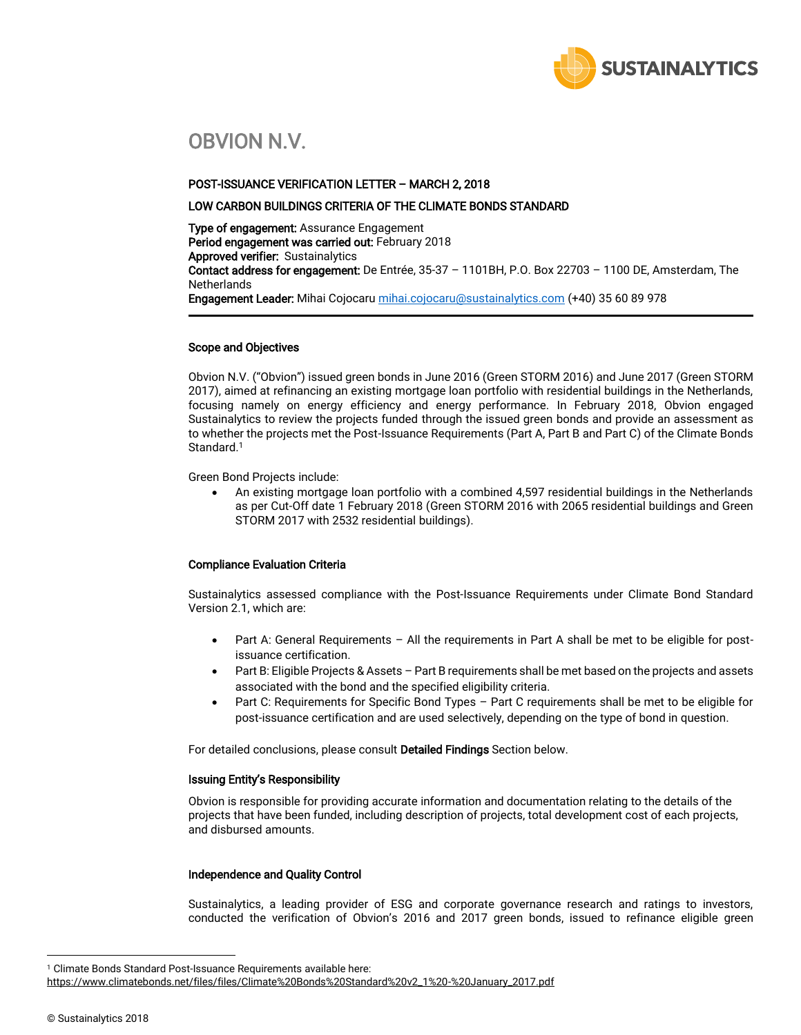# OBVION N.V.

**POST-ISSUANCE VERIFICATION LETTER – MARCH 2, 2018**

**LOW CARBON BUILDINGS CRITERIA OF THE CLIMATE BONDS STANDARD**

**Type of engagement:** Assurance Engagement
**Period engagement was carried out:** February 2018
**Approved verifier:** Sustainalytics
**Contact address for engagement:** De Entrée, 35-37 – 1101BH, P.O. Box 22703 – 1100 DE, Amsterdam, The Netherlands
**Engagement Leader:** Mihai Cojocaru mihai.cojocaru@sustainalytics.com (+40) 35 60 89 978

---

### Scope and Objectives

Obvion N.V. ("Obvion") issued green bonds in June 2016 (Green STORM 2016) and June 2017 (Green STORM 2017), aimed at refinancing an existing mortgage loan portfolio with residential buildings in the Netherlands, focusing namely on energy efficiency and energy performance. In February 2018, Obvion engaged Sustainalytics to review the projects funded through the issued green bonds and provide an assessment as to whether the projects met the Post-Issuance Requirements (Part A, Part B and Part C) of the Climate Bonds Standard.[1]

Green Bond Projects include:

- An existing mortgage loan portfolio with a combined 4,597 residential buildings in the Netherlands as per Cut-Off date 1 February 2018 (Green STORM 2016 with 2065 residential buildings and Green STORM 2017 with 2532 residential buildings).

### Compliance Evaluation Criteria

Sustainalytics assessed compliance with the Post-Issuance Requirements under Climate Bond Standard Version 2.1, which are:

- Part A: General Requirements – All the requirements in Part A shall be met to be eligible for post-issuance certification.
- Part B: Eligible Projects & Assets – Part B requirements shall be met based on the projects and assets associated with the bond and the specified eligibility criteria.
- Part C: Requirements for Specific Bond Types – Part C requirements shall be met to be eligible for post-issuance certification and are used selectively, depending on the type of bond in question.

For detailed conclusions, please consult **Detailed Findings** Section below.

### Issuing Entity's Responsibility

Obvion is responsible for providing accurate information and documentation relating to the details of the projects that have been funded, including description of projects, total development cost of each projects, and disbursed amounts.

### Independence and Quality Control

Sustainalytics, a leading provider of ESG and corporate governance research and ratings to investors, conducted the verification of Obvion's 2016 and 2017 green bonds, issued to refinance eligible green

[1] Climate Bonds Standard Post-Issuance Requirements available here: https://www.climatebonds.net/files/files/Climate%20Bonds%20Standard%20v2_1%20-%20January_2017.pdf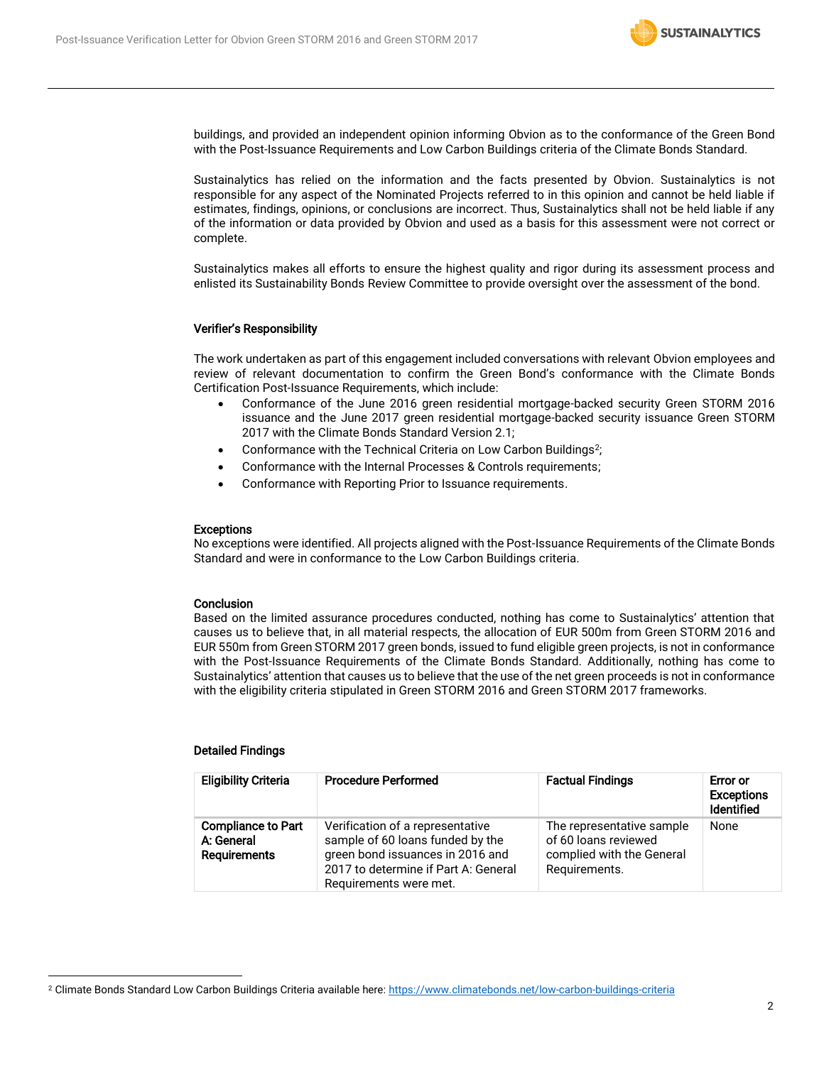buildings, and provided an independent opinion informing Obvion as to the conformance of the Green Bond with the Post-Issuance Requirements and Low Carbon Buildings criteria of the Climate Bonds Standard.

Sustainalytics has relied on the information and the facts presented by Obvion. Sustainalytics is not responsible for any aspect of the Nominated Projects referred to in this opinion and cannot be held liable if estimates, findings, opinions, or conclusions are incorrect. Thus, Sustainalytics shall not be held liable if any of the information or data provided by Obvion and used as a basis for this assessment were not correct or complete.

Sustainalytics makes all efforts to ensure the highest quality and rigor during its assessment process and enlisted its Sustainability Bonds Review Committee to provide oversight over the assessment of the bond.

### Verifier's Responsibility

The work undertaken as part of this engagement included conversations with relevant Obvion employees and review of relevant documentation to confirm the Green Bond's conformance with the Climate Bonds Certification Post-Issuance Requirements, which include:

- Conformance of the June 2016 green residential mortgage-backed security Green STORM 2016 issuance and the June 2017 green residential mortgage-backed security issuance Green STORM 2017 with the Climate Bonds Standard Version 2.1;
- Conformance with the Technical Criteria on Low Carbon Buildings[2];
- Conformance with the Internal Processes & Controls requirements;
- Conformance with Reporting Prior to Issuance requirements.

### Exceptions

No exceptions were identified. All projects aligned with the Post-Issuance Requirements of the Climate Bonds Standard and were in conformance to the Low Carbon Buildings criteria.

### Conclusion

Based on the limited assurance procedures conducted, nothing has come to Sustainalytics' attention that causes us to believe that, in all material respects, the allocation of EUR 500m from Green STORM 2016 and EUR 550m from Green STORM 2017 green bonds, issued to fund eligible green projects, is not in conformance with the Post-Issuance Requirements of the Climate Bonds Standard. Additionally, nothing has come to Sustainalytics' attention that causes us to believe that the use of the net green proceeds is not in conformance with the eligibility criteria stipulated in Green STORM 2016 and Green STORM 2017 frameworks.

### Detailed Findings

| Eligibility Criteria | Procedure Performed | Factual Findings | Error or Exceptions Identified |
|---|---|---|---|
| **Compliance to Part A: General Requirements** | Verification of a representative sample of 60 loans funded by the green bond issuances in 2016 and 2017 to determine if Part A: General Requirements were met. | The representative sample of 60 loans reviewed complied with the General Requirements. | None |

[2] Climate Bonds Standard Low Carbon Buildings Criteria available here: https://www.climatebonds.net/low-carbon-buildings-criteria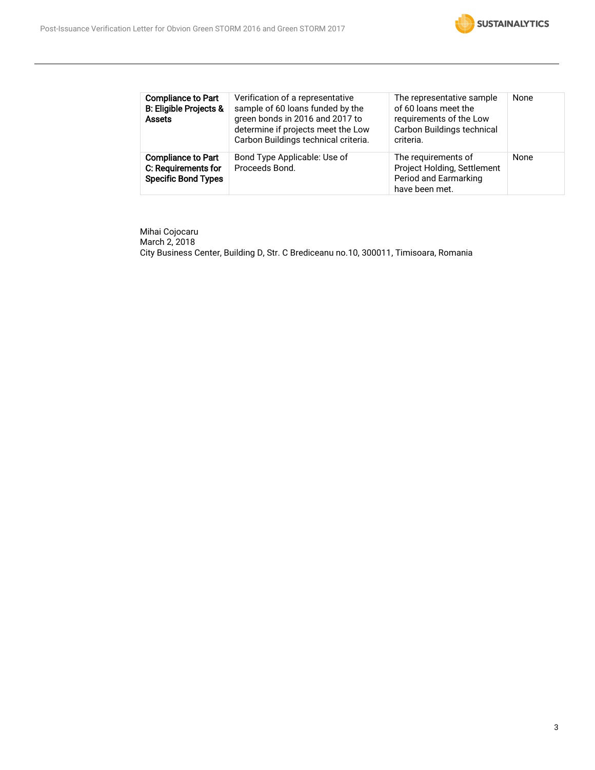| | | | |
|---|---|---|---|
| **Compliance to Part B: Eligible Projects & Assets** | Verification of a representative sample of 60 loans funded by the green bonds in 2016 and 2017 to determine if projects meet the Low Carbon Buildings technical criteria. | The representative sample of 60 loans meet the requirements of the Low Carbon Buildings technical criteria. | None |
| **Compliance to Part C: Requirements for Specific Bond Types** | Bond Type Applicable: Use of Proceeds Bond. | The requirements of Project Holding, Settlement Period and Earmarking have been met. | None |

Mihai Cojocaru
March 2, 2018
City Business Center, Building D, Str. C Brediceanu no.10, 300011, Timisoara, Romania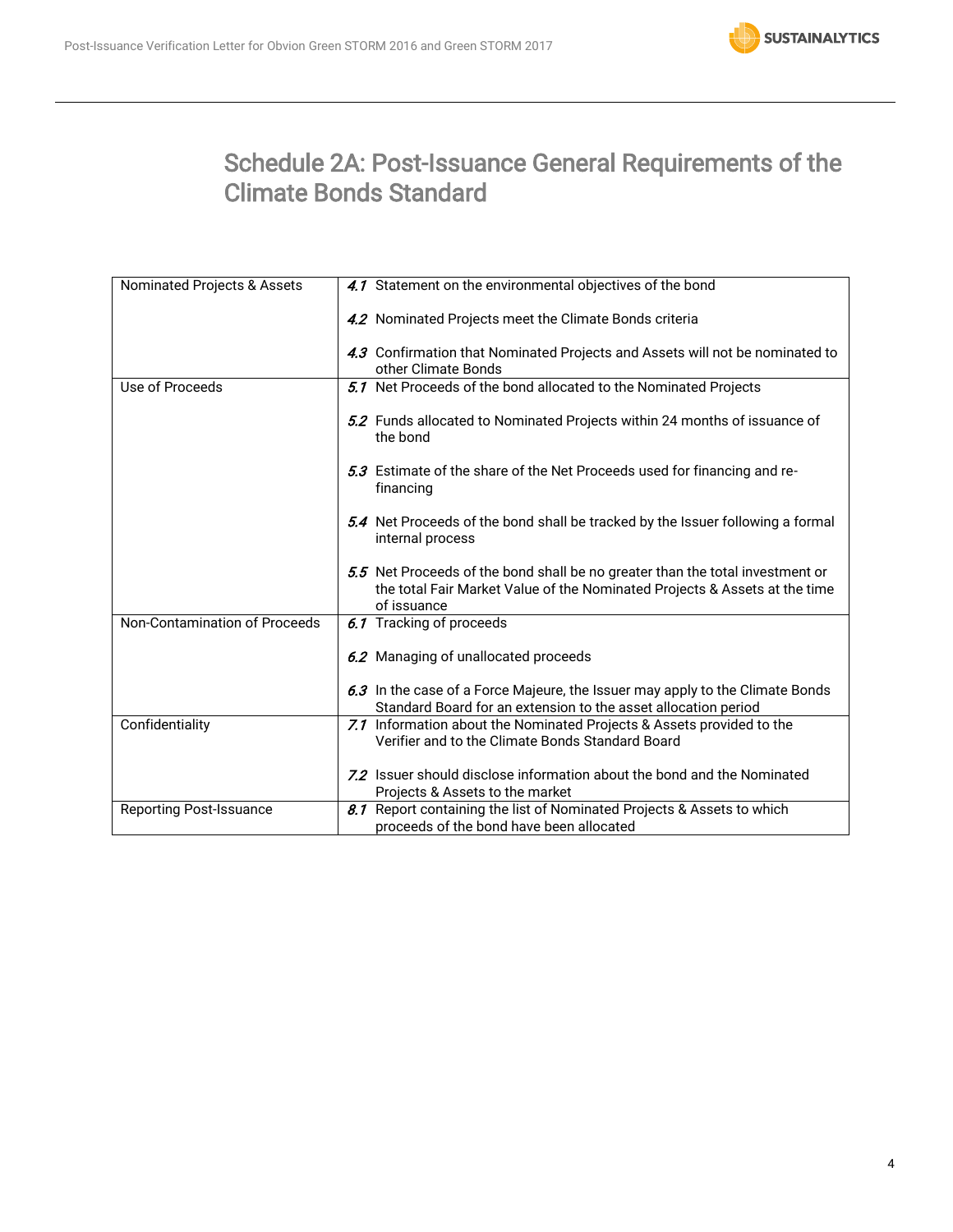# Schedule 2A: Post-Issuance General Requirements of the Climate Bonds Standard

| | |
|---|---|
| Nominated Projects & Assets | *4.1* Statement on the environmental objectives of the bond<br><br>*4.2* Nominated Projects meet the Climate Bonds criteria<br><br>*4.3* Confirmation that Nominated Projects and Assets will not be nominated to other Climate Bonds |
| Use of Proceeds | *5.1* Net Proceeds of the bond allocated to the Nominated Projects<br><br>*5.2* Funds allocated to Nominated Projects within 24 months of issuance of the bond<br><br>*5.3* Estimate of the share of the Net Proceeds used for financing and re-financing<br><br>*5.4* Net Proceeds of the bond shall be tracked by the Issuer following a formal internal process<br><br>*5.5* Net Proceeds of the bond shall be no greater than the total investment or the total Fair Market Value of the Nominated Projects & Assets at the time of issuance |
| Non-Contamination of Proceeds | *6.1* Tracking of proceeds<br><br>*6.2* Managing of unallocated proceeds<br><br>*6.3* In the case of a Force Majeure, the Issuer may apply to the Climate Bonds Standard Board for an extension to the asset allocation period |
| Confidentiality | *7.1* Information about the Nominated Projects & Assets provided to the Verifier and to the Climate Bonds Standard Board<br><br>*7.2* Issuer should disclose information about the bond and the Nominated Projects & Assets to the market |
| Reporting Post-Issuance | *8.1* Report containing the list of Nominated Projects & Assets to which proceeds of the bond have been allocated |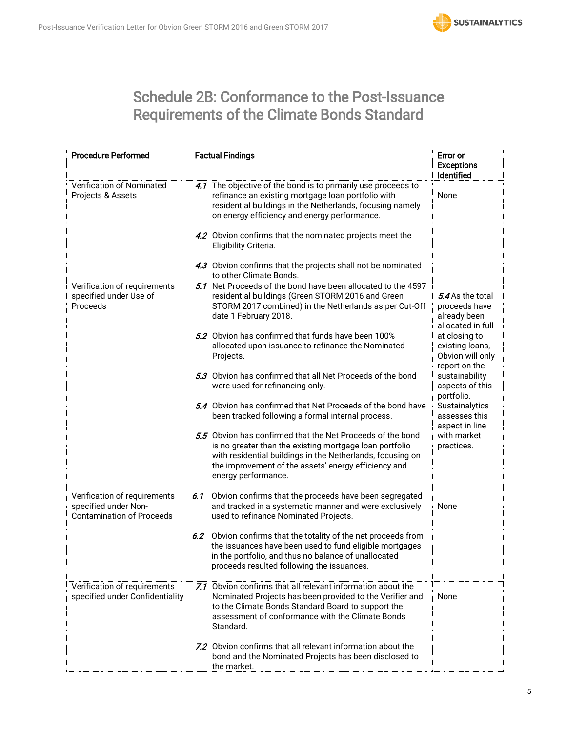# Schedule 2B: Conformance to the Post-Issuance Requirements of the Climate Bonds Standard

| Procedure Performed | Factual Findings | Error or Exceptions Identified |
|---|---|---|
| Verification of Nominated Projects & Assets | *4.1* The objective of the bond is to primarily use proceeds to refinance an existing mortgage loan portfolio with residential buildings in the Netherlands, focusing namely on energy efficiency and energy performance.<br><br>*4.2* Obvion confirms that the nominated projects meet the Eligibility Criteria.<br><br>*4.3* Obvion confirms that the projects shall not be nominated to other Climate Bonds. | None |
| Verification of requirements specified under Use of Proceeds | *5.1* Net Proceeds of the bond have been allocated to the 4597 residential buildings (Green STORM 2016 and Green STORM 2017 combined) in the Netherlands as per Cut-Off date 1 February 2018.<br><br>*5.2* Obvion has confirmed that funds have been 100% allocated upon issuance to refinance the Nominated Projects.<br><br>*5.3* Obvion has confirmed that all Net Proceeds of the bond were used for refinancing only.<br><br>*5.4* Obvion has confirmed that Net Proceeds of the bond have been tracked following a formal internal process.<br><br>*5.5* Obvion has confirmed that the Net Proceeds of the bond is no greater than the existing mortgage loan portfolio with residential buildings in the Netherlands, focusing on the improvement of the assets' energy efficiency and energy performance. | *5.4* As the total proceeds have already been allocated in full at closing to existing loans, Obvion will only report on the sustainability aspects of this portfolio. Sustainalytics assesses this aspect in line with market practices. |
| Verification of requirements specified under Non-Contamination of Proceeds | *6.1* Obvion confirms that the proceeds have been segregated and tracked in a systematic manner and were exclusively used to refinance Nominated Projects.<br><br>*6.2* Obvion confirms that the totality of the net proceeds from the issuances have been used to fund eligible mortgages in the portfolio, and thus no balance of unallocated proceeds resulted following the issuances. | None |
| Verification of requirements specified under Confidentiality | *7.1* Obvion confirms that all relevant information about the Nominated Projects has been provided to the Verifier and to the Climate Bonds Standard Board to support the assessment of conformance with the Climate Bonds Standard.<br><br>*7.2* Obvion confirms that all relevant information about the bond and the Nominated Projects has been disclosed to the market. | None |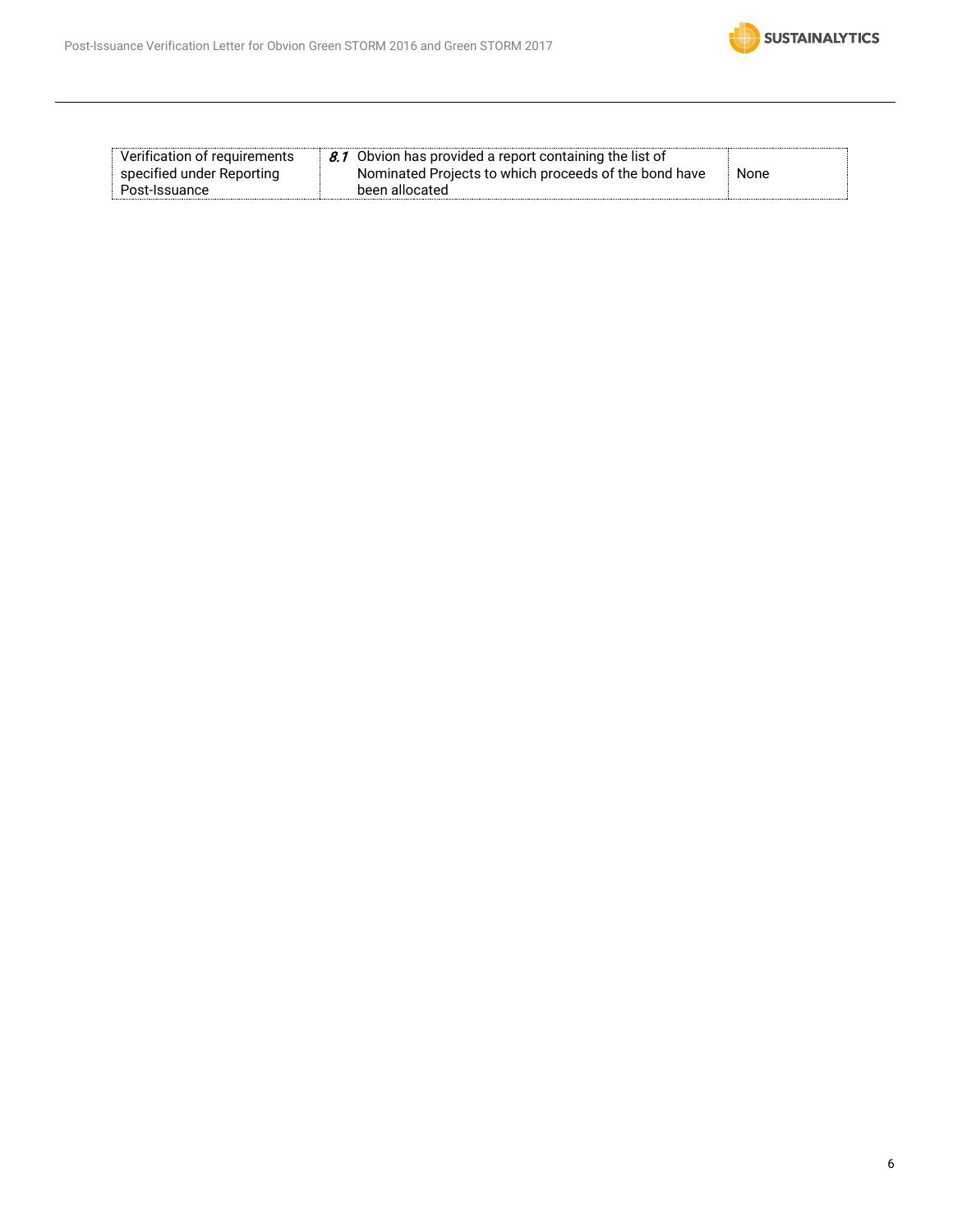| | | |
|---|---|---|
| Verification of requirements specified under Reporting Post-Issuance | *8.1* Obvion has provided a report containing the list of Nominated Projects to which proceeds of the bond have been allocated | None |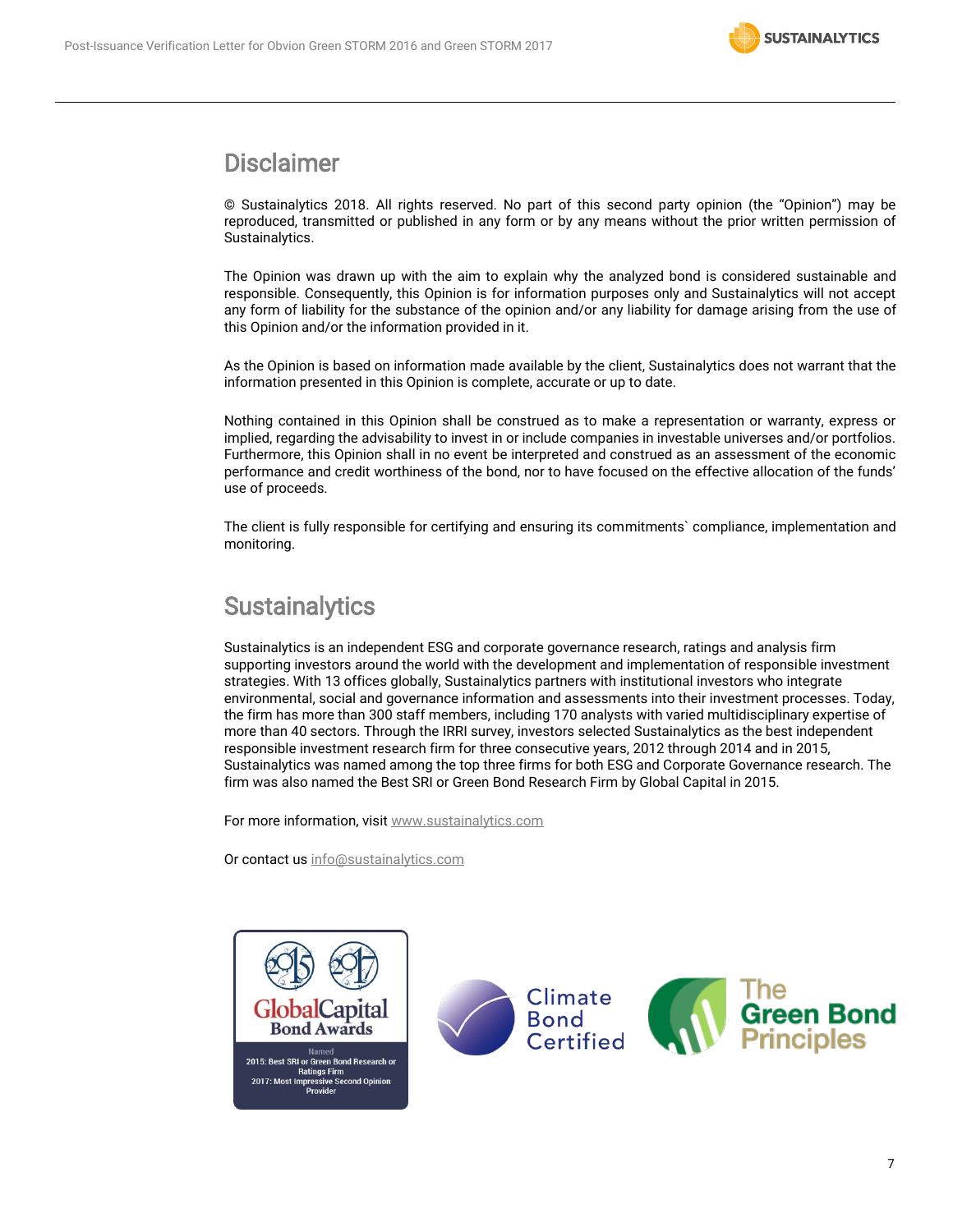# Disclaimer

© Sustainalytics 2018. All rights reserved. No part of this second party opinion (the "Opinion") may be reproduced, transmitted or published in any form or by any means without the prior written permission of Sustainalytics.

The Opinion was drawn up with the aim to explain why the analyzed bond is considered sustainable and responsible. Consequently, this Opinion is for information purposes only and Sustainalytics will not accept any form of liability for the substance of the opinion and/or any liability for damage arising from the use of this Opinion and/or the information provided in it.

As the Opinion is based on information made available by the client, Sustainalytics does not warrant that the information presented in this Opinion is complete, accurate or up to date.

Nothing contained in this Opinion shall be construed as to make a representation or warranty, express or implied, regarding the advisability to invest in or include companies in investable universes and/or portfolios. Furthermore, this Opinion shall in no event be interpreted and construed as an assessment of the economic performance and credit worthiness of the bond, nor to have focused on the effective allocation of the funds' use of proceeds.

The client is fully responsible for certifying and ensuring its commitments` compliance, implementation and monitoring.

# Sustainalytics

Sustainalytics is an independent ESG and corporate governance research, ratings and analysis firm supporting investors around the world with the development and implementation of responsible investment strategies. With 13 offices globally, Sustainalytics partners with institutional investors who integrate environmental, social and governance information and assessments into their investment processes. Today, the firm has more than 300 staff members, including 170 analysts with varied multidisciplinary expertise of more than 40 sectors. Through the IRRI survey, investors selected Sustainalytics as the best independent responsible investment research firm for three consecutive years, 2012 through 2014 and in 2015, Sustainalytics was named among the top three firms for both ESG and Corporate Governance research. The firm was also named the Best SRI or Green Bond Research Firm by Global Capital in 2015.

For more information, visit www.sustainalytics.com

Or contact us info@sustainalytics.com

GlobalCapital Bond Awards

Named

2015: Best SRI or Green Bond Research or Ratings Firm

2017: Most Impressive Second Opinion Provider

Climate Bond Certified

The Green Bond Principles